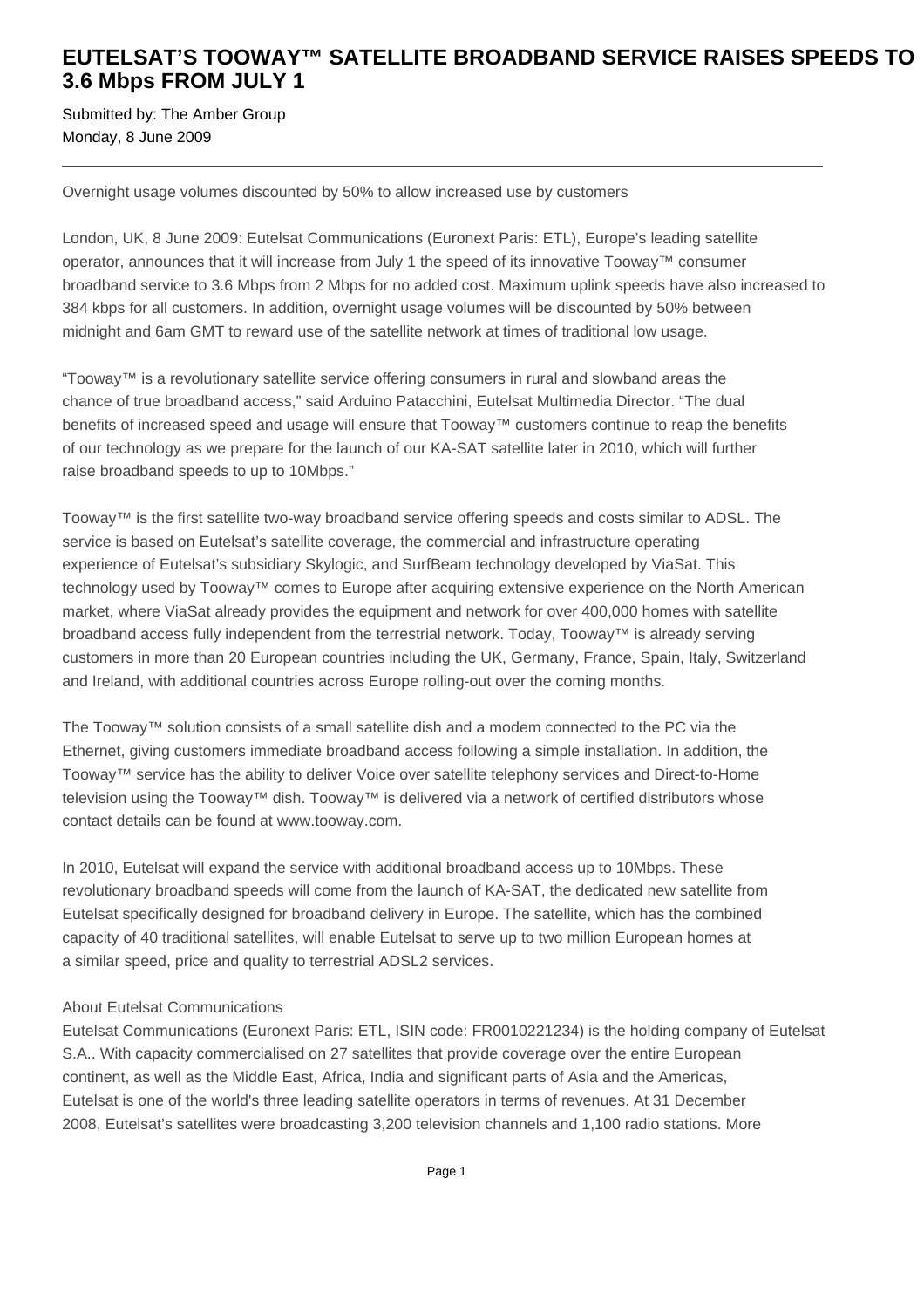# EUTELSAT'S TOOWAY™ SATELLITE BROADBAND SERVICE RAISES SPEEDS TO 3.6 Mbps FROM JULY 1

Submitted by: The Amber Group
Monday, 8 June 2009

---

Overnight usage volumes discounted by 50% to allow increased use by customers

London, UK, 8 June 2009: Eutelsat Communications (Euronext Paris: ETL), Europe's leading satellite operator, announces that it will increase from July 1 the speed of its innovative Tooway™ consumer broadband service to 3.6 Mbps from 2 Mbps for no added cost. Maximum uplink speeds have also increased to 384 kbps for all customers. In addition, overnight usage volumes will be discounted by 50% between midnight and 6am GMT to reward use of the satellite network at times of traditional low usage.

"Tooway™ is a revolutionary satellite service offering consumers in rural and slowband areas the chance of true broadband access," said Arduino Patacchini, Eutelsat Multimedia Director. "The dual benefits of increased speed and usage will ensure that Tooway™ customers continue to reap the benefits of our technology as we prepare for the launch of our KA-SAT satellite later in 2010, which will further raise broadband speeds to up to 10Mbps."

Tooway™ is the first satellite two-way broadband service offering speeds and costs similar to ADSL. The service is based on Eutelsat's satellite coverage, the commercial and infrastructure operating experience of Eutelsat's subsidiary Skylogic, and SurfBeam technology developed by ViaSat. This technology used by Tooway™ comes to Europe after acquiring extensive experience on the North American market, where ViaSat already provides the equipment and network for over 400,000 homes with satellite broadband access fully independent from the terrestrial network. Today, Tooway™ is already serving customers in more than 20 European countries including the UK, Germany, France, Spain, Italy, Switzerland and Ireland, with additional countries across Europe rolling-out over the coming months.

The Tooway™ solution consists of a small satellite dish and a modem connected to the PC via the Ethernet, giving customers immediate broadband access following a simple installation. In addition, the Tooway™ service has the ability to deliver Voice over satellite telephony services and Direct-to-Home television using the Tooway™ dish. Tooway™ is delivered via a network of certified distributors whose contact details can be found at www.tooway.com.

In 2010, Eutelsat will expand the service with additional broadband access up to 10Mbps. These revolutionary broadband speeds will come from the launch of KA-SAT, the dedicated new satellite from Eutelsat specifically designed for broadband delivery in Europe. The satellite, which has the combined capacity of 40 traditional satellites, will enable Eutelsat to serve up to two million European homes at a similar speed, price and quality to terrestrial ADSL2 services.

About Eutelsat Communications
Eutelsat Communications (Euronext Paris: ETL, ISIN code: FR0010221234) is the holding company of Eutelsat S.A.. With capacity commercialised on 27 satellites that provide coverage over the entire European continent, as well as the Middle East, Africa, India and significant parts of Asia and the Americas, Eutelsat is one of the world's three leading satellite operators in terms of revenues. At 31 December 2008, Eutelsat's satellites were broadcasting 3,200 television channels and 1,100 radio stations. More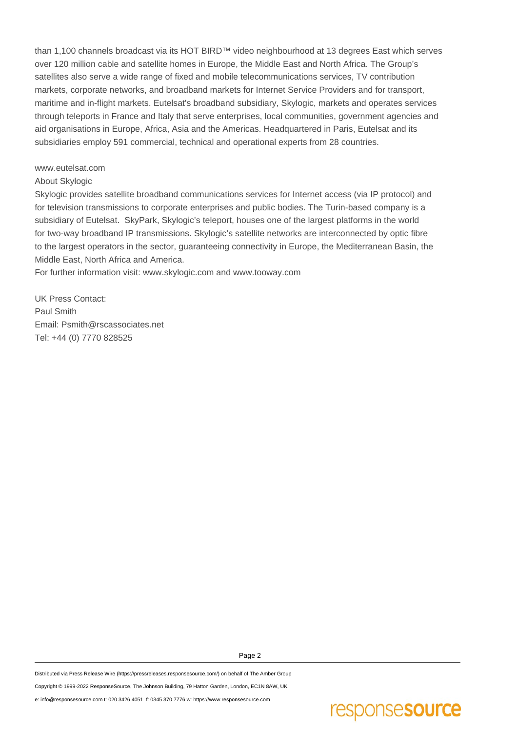than 1,100 channels broadcast via its HOT BIRD™ video neighbourhood at 13 degrees East which serves over 120 million cable and satellite homes in Europe, the Middle East and North Africa. The Group's satellites also serve a wide range of fixed and mobile telecommunications services, TV contribution markets, corporate networks, and broadband markets for Internet Service Providers and for transport, maritime and in-flight markets. Eutelsat's broadband subsidiary, Skylogic, markets and operates services through teleports in France and Italy that serve enterprises, local communities, government agencies and aid organisations in Europe, Africa, Asia and the Americas. Headquartered in Paris, Eutelsat and its subsidiaries employ 591 commercial, technical and operational experts from 28 countries.

www.eutelsat.com

About Skylogic

Skylogic provides satellite broadband communications services for Internet access (via IP protocol) and for television transmissions to corporate enterprises and public bodies. The Turin-based company is a subsidiary of Eutelsat. SkyPark, Skylogic's teleport, houses one of the largest platforms in the world for two-way broadband IP transmissions. Skylogic's satellite networks are interconnected by optic fibre to the largest operators in the sector, guaranteeing connectivity in Europe, the Mediterranean Basin, the Middle East, North Africa and America.

For further information visit: www.skylogic.com and www.tooway.com

UK Press Contact:
Paul Smith
Email: Psmith@rscassociates.net
Tel: +44 (0) 7770 828525

Distributed via Press Release Wire (https://pressreleases.responsesource.com/) on behalf of The Amber Group

Copyright © 1999-2022 ResponseSource, The Johnson Building, 79 Hatton Garden, London, EC1N 8AW, UK

e: info@responsesource.com t: 020 3426 4051 f: 0345 370 7776 w: https://www.responsesource.com

responsesource